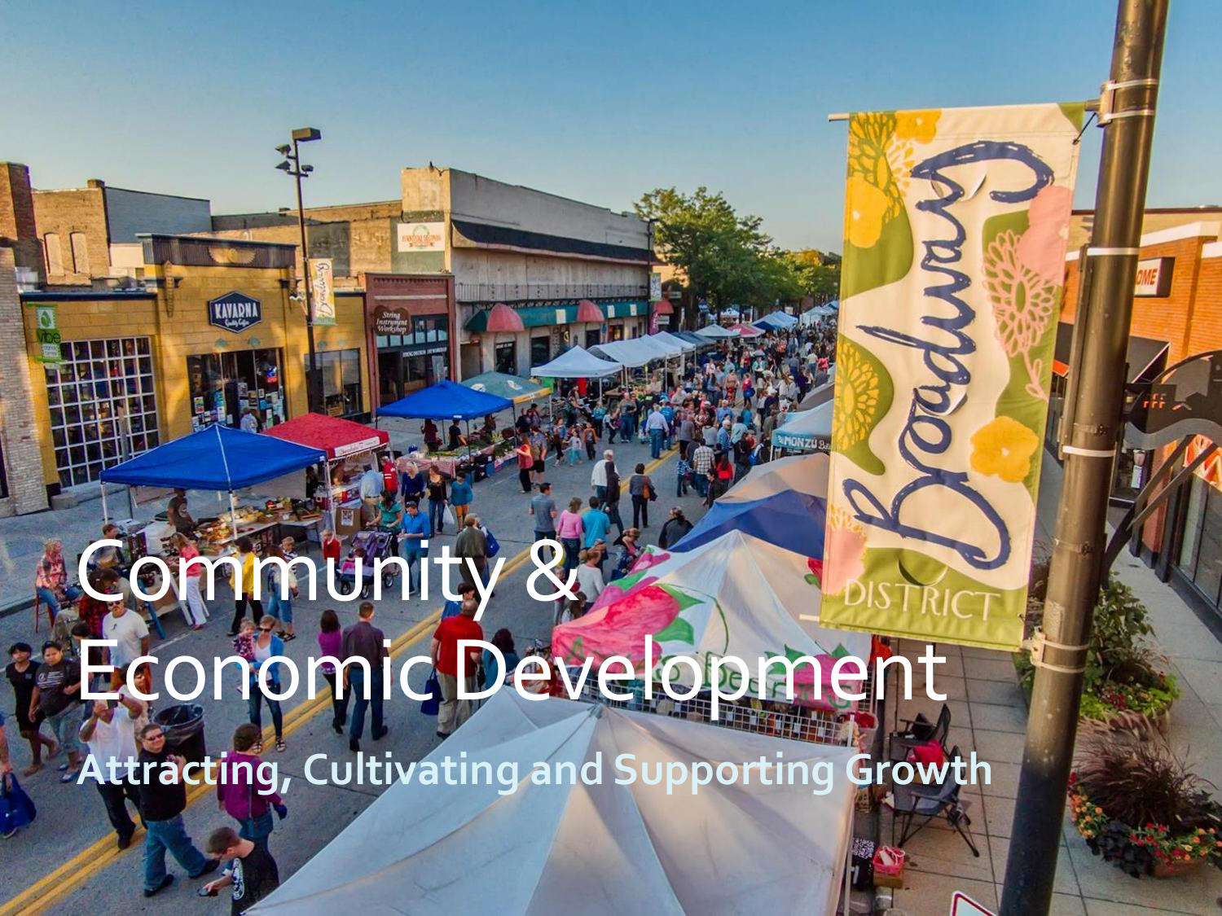# Community & Economic Development

## Attracting, Cultivating and Supporting Growth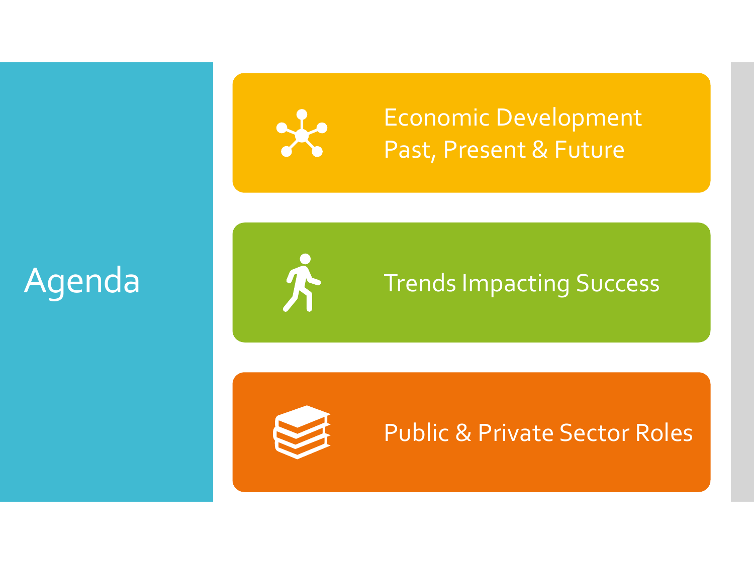# Agenda

- Economic Development Past, Present & Future
- Trends Impacting Success
- Public & Private Sector Roles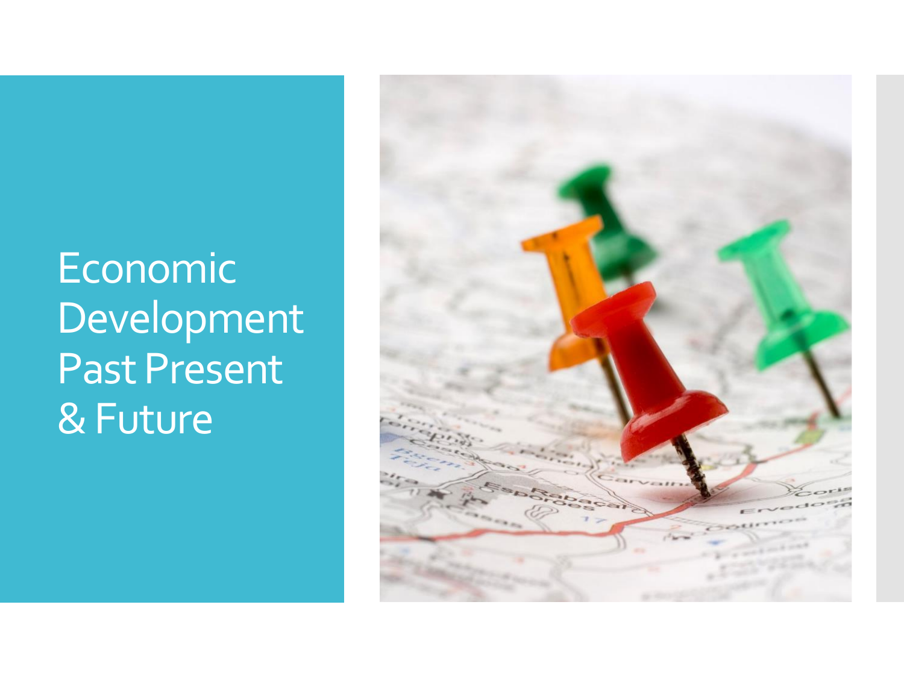# Economic Development Past Present & Future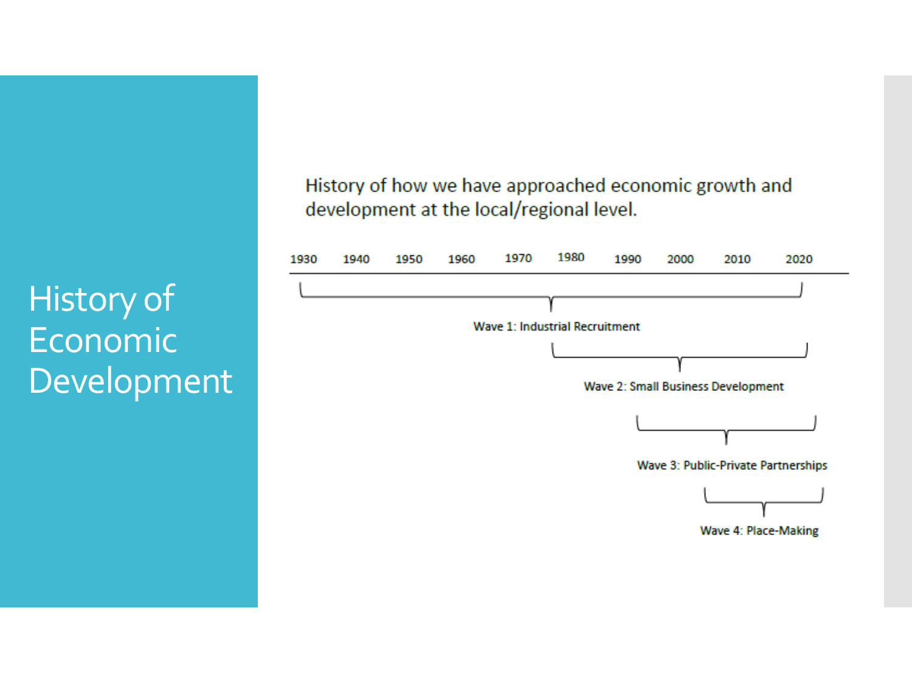# History of Economic Development

History of how we have approached economic growth and development at the local/regional level.

1930 1940 1950 1960 1970 1980 1990 2000 2010 2020

Wave 1: Industrial Recruitment

Wave 2: Small Business Development

Wave 3: Public-Private Partnerships

Wave 4: Place-Making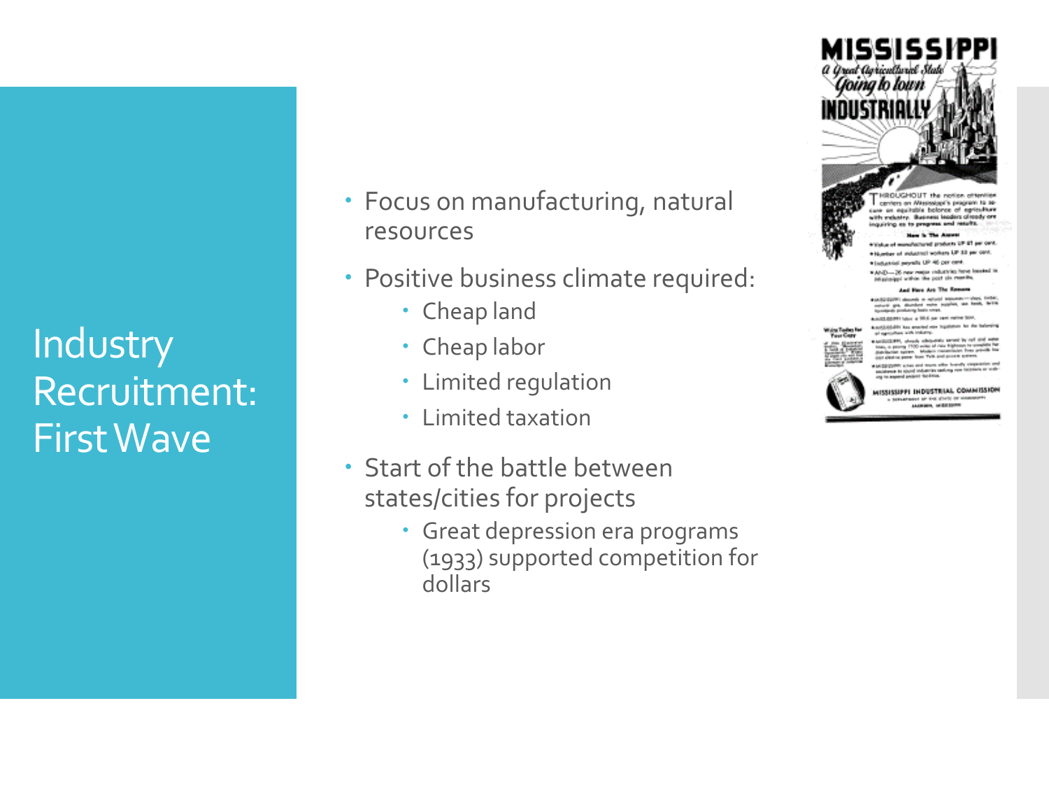# Industry Recruitment: First Wave

- Focus on manufacturing, natural resources
- Positive business climate required:
  - Cheap land
  - Cheap labor
  - Limited regulation
  - Limited taxation
- Start of the battle between states/cities for projects
  - Great depression era programs (1933) supported competition for dollars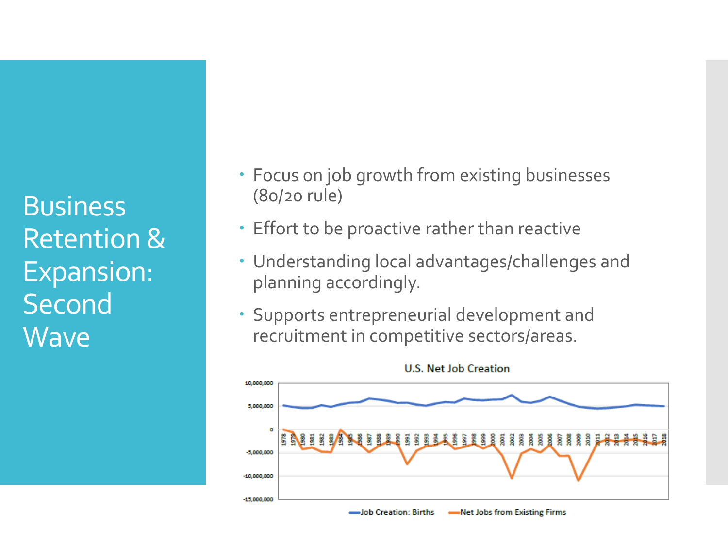# Business Retention & Expansion: Second Wave

- Focus on job growth from existing businesses (80/20 rule)
- Effort to be proactive rather than reactive
- Understanding local advantages/challenges and planning accordingly.
- Supports entrepreneurial development and recruitment in competitive sectors/areas.

**U.S. Net Job Creation**

Job Creation: Births — Net Jobs from Existing Firms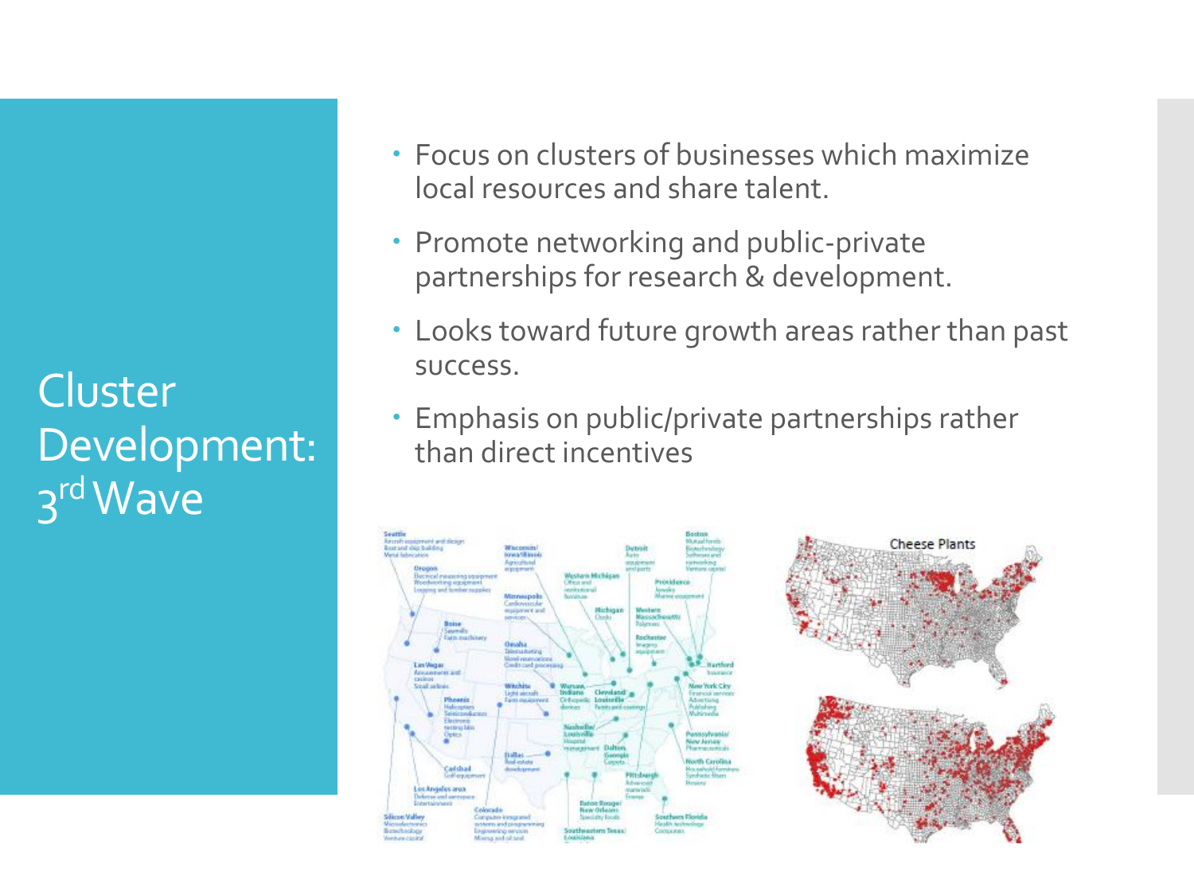# Cluster Development: 3rd Wave

- Focus on clusters of businesses which maximize local resources and share talent.
- Promote networking and public-private partnerships for research & development.
- Looks toward future growth areas rather than past success.
- Emphasis on public/private partnerships rather than direct incentives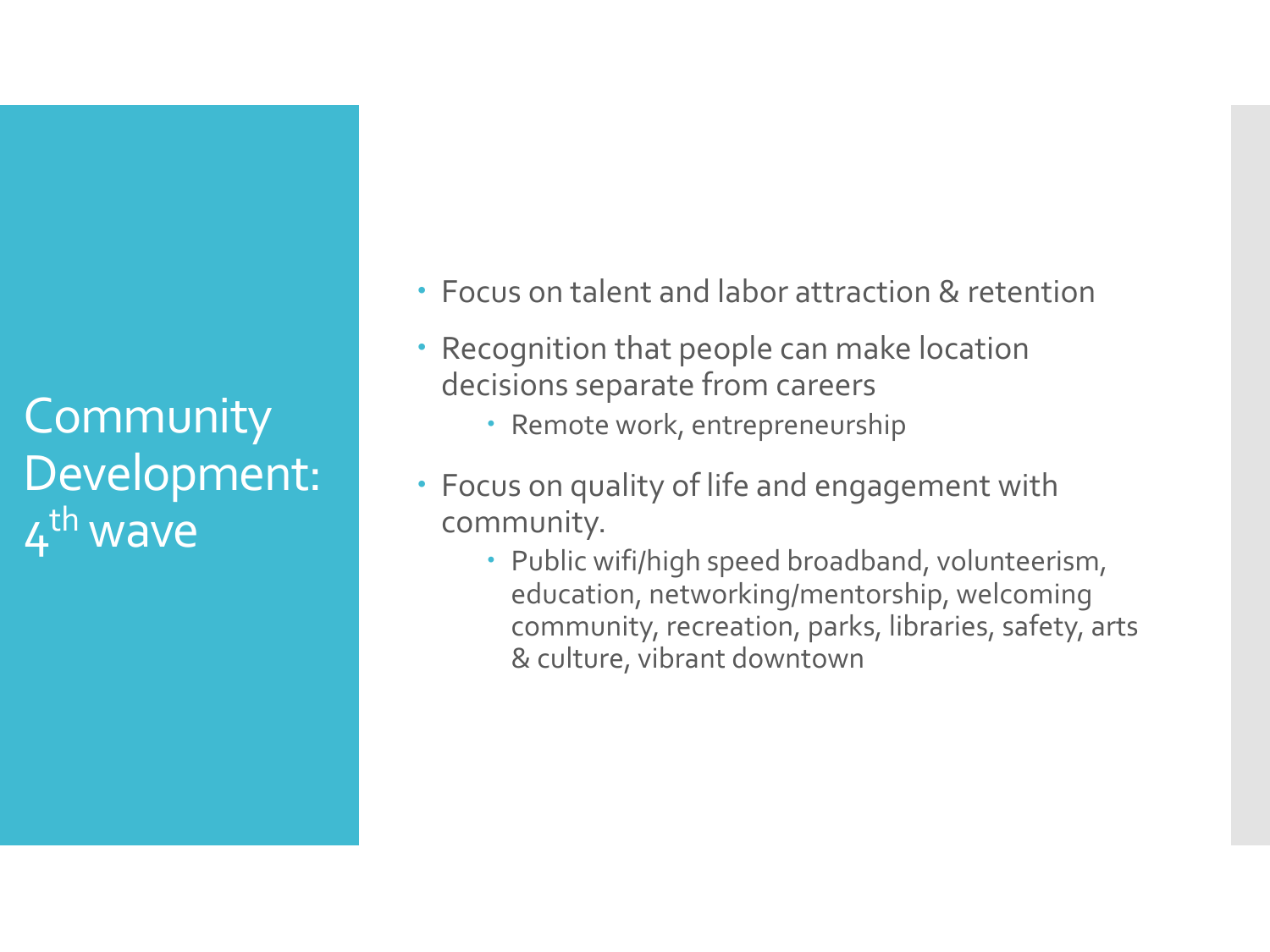# Community Development: 4th wave

- Focus on talent and labor attraction & retention
- Recognition that people can make location decisions separate from careers
  - Remote work, entrepreneurship
- Focus on quality of life and engagement with community.
  - Public wifi/high speed broadband, volunteerism, education, networking/mentorship, welcoming community, recreation, parks, libraries, safety, arts & culture, vibrant downtown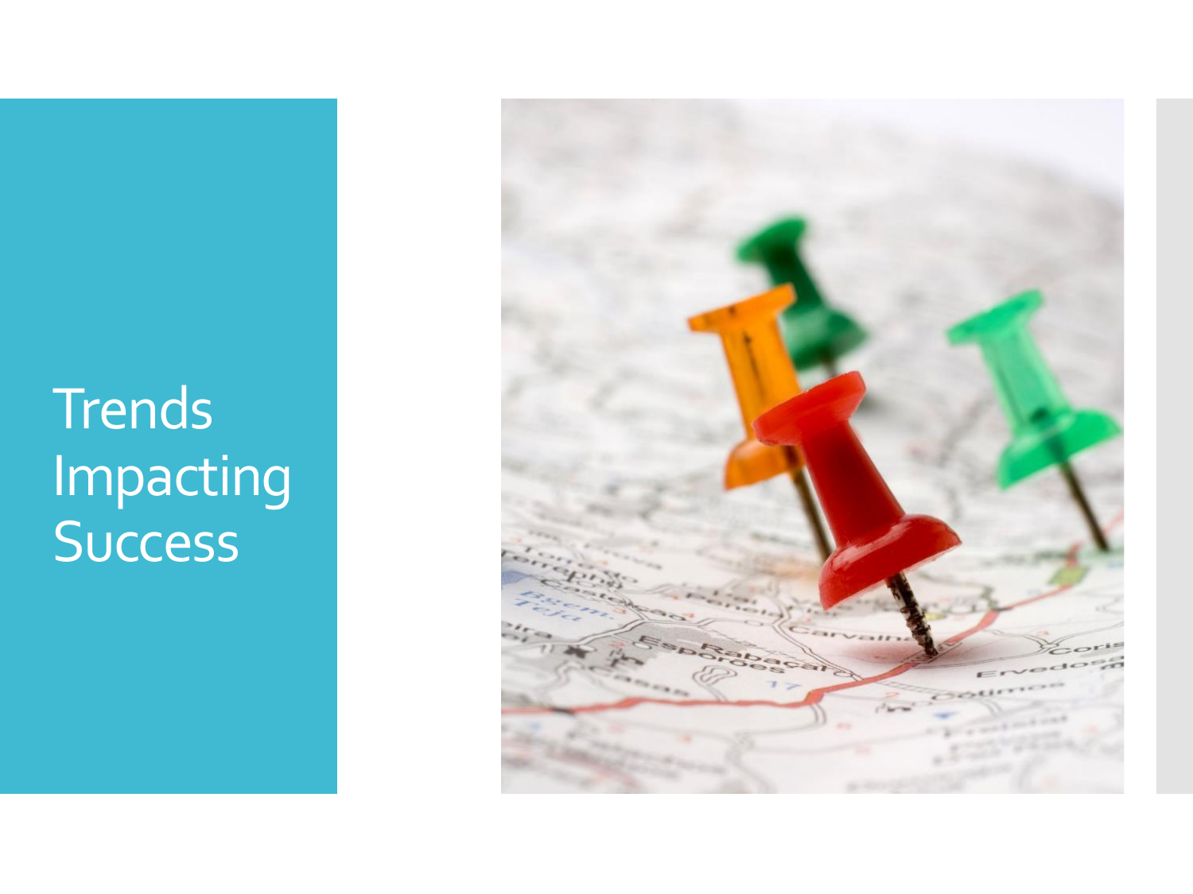# Trends Impacting Success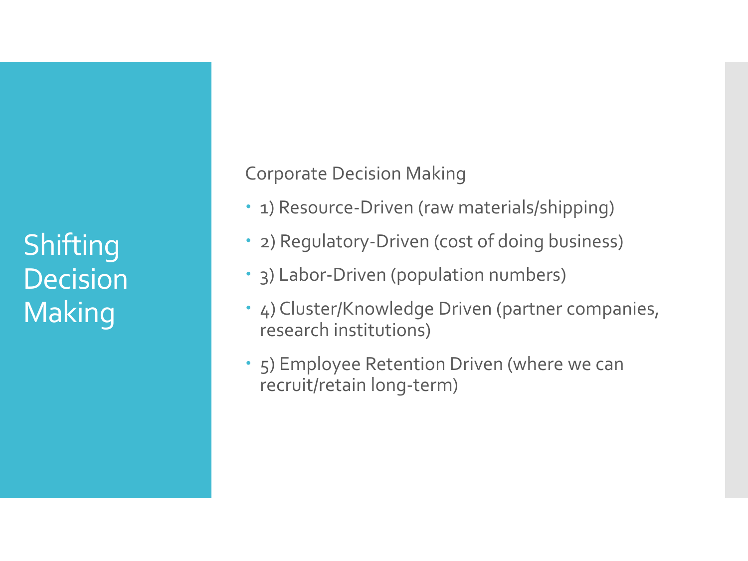# Shifting Decision Making

Corporate Decision Making

- 1) Resource-Driven (raw materials/shipping)
- 2) Regulatory-Driven (cost of doing business)
- 3) Labor-Driven (population numbers)
- 4) Cluster/Knowledge Driven (partner companies, research institutions)
- 5) Employee Retention Driven (where we can recruit/retain long-term)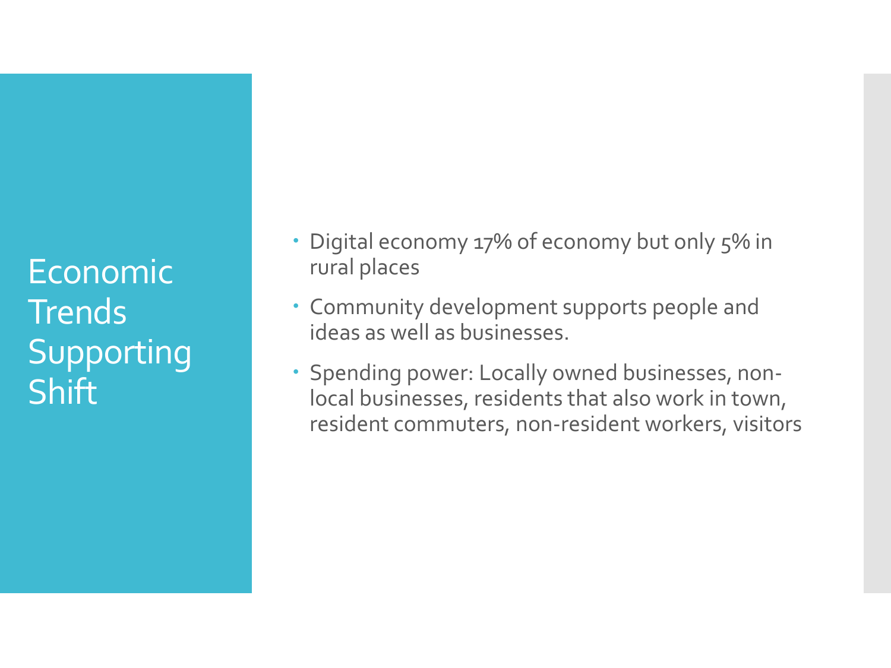# Economic Trends Supporting Shift

- Digital economy 17% of economy but only 5% in rural places
- Community development supports people and ideas as well as businesses.
- Spending power: Locally owned businesses, non-local businesses, residents that also work in town, resident commuters, non-resident workers, visitors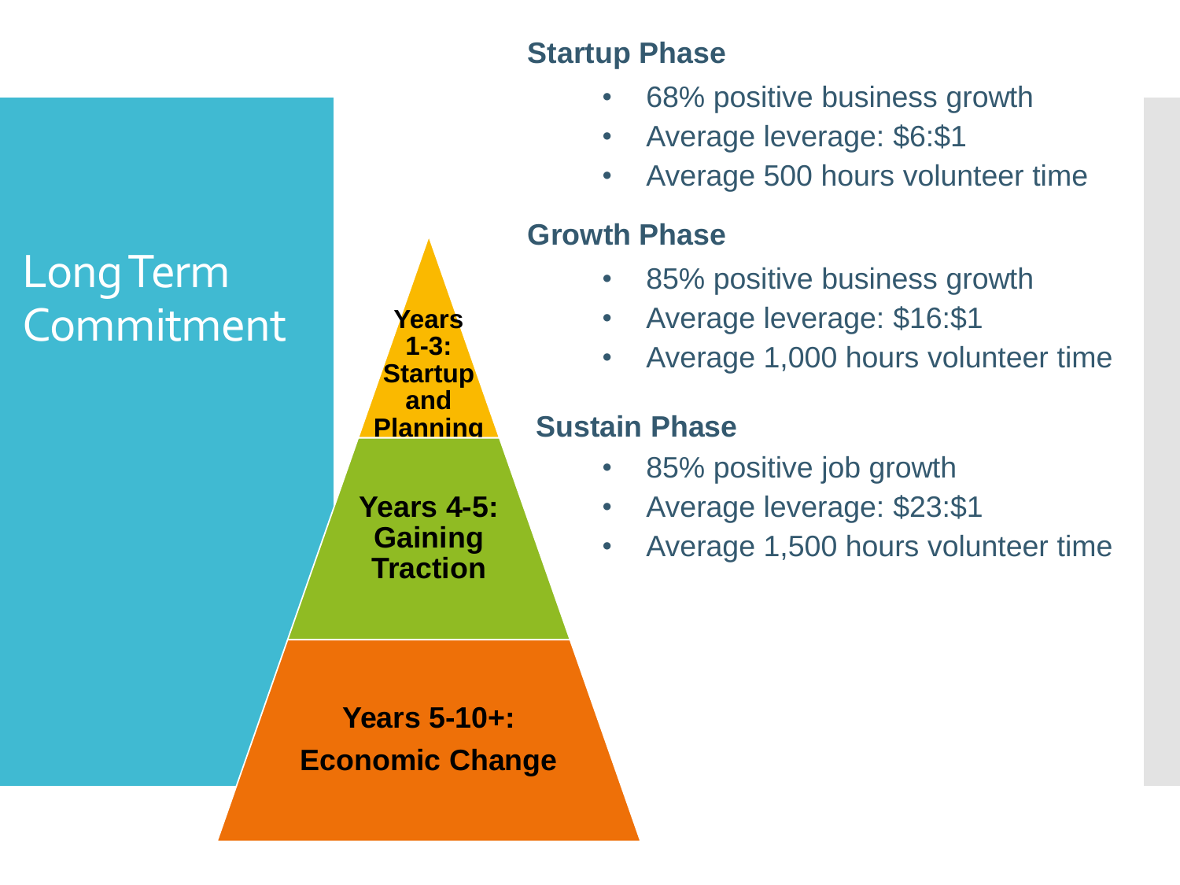# Long Term Commitment

**Years 1-3: Startup and Planning**

**Years 4-5: Gaining Traction**

**Years 5-10+: Economic Change**

### Startup Phase

- 68% positive business growth
- Average leverage: $6:$1
- Average 500 hours volunteer time

### Growth Phase

- 85% positive business growth
- Average leverage: $16:$1
- Average 1,000 hours volunteer time

### Sustain Phase

- 85% positive job growth
- Average leverage: $23:$1
- Average 1,500 hours volunteer time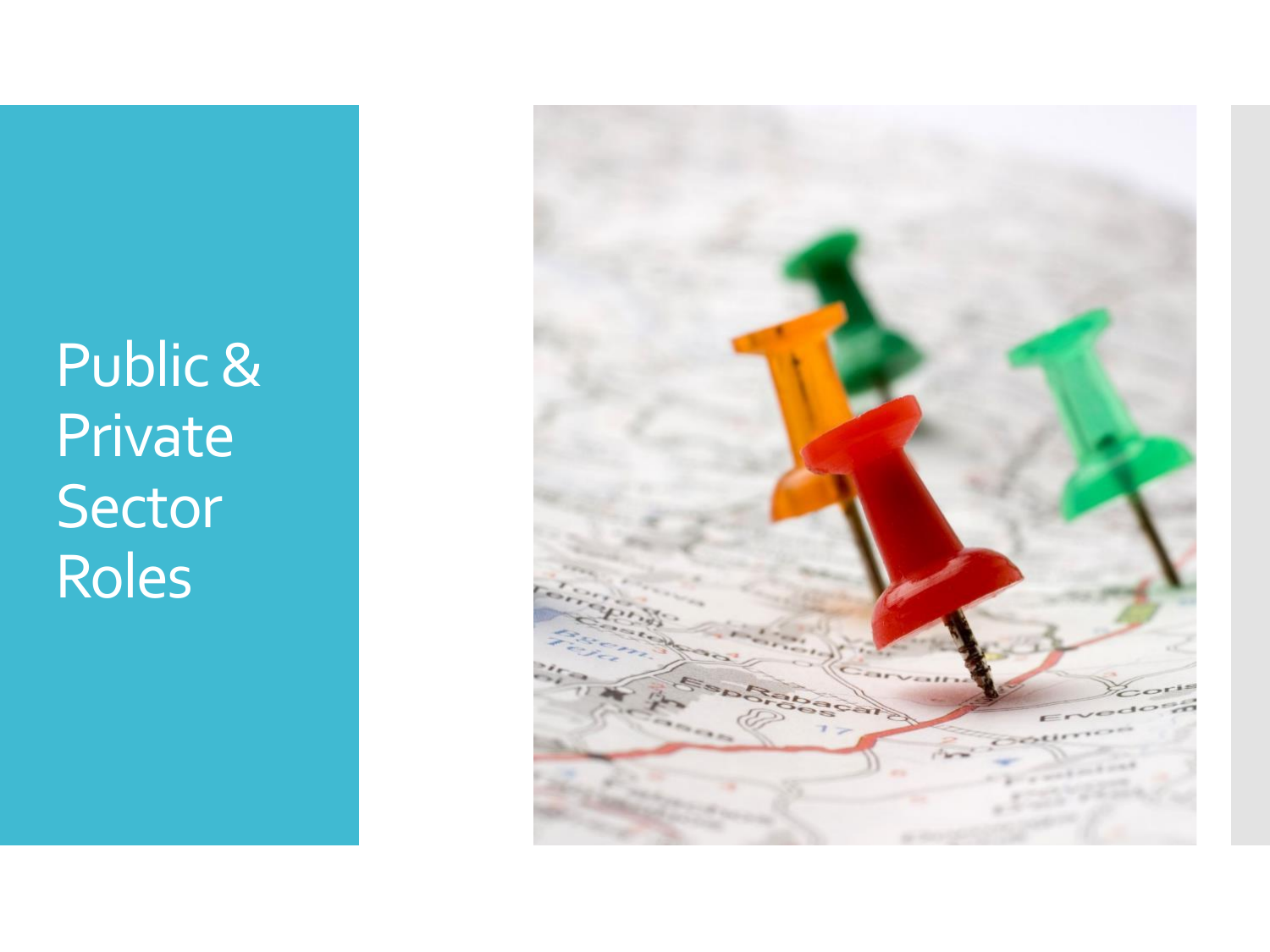# Public & Private Sector Roles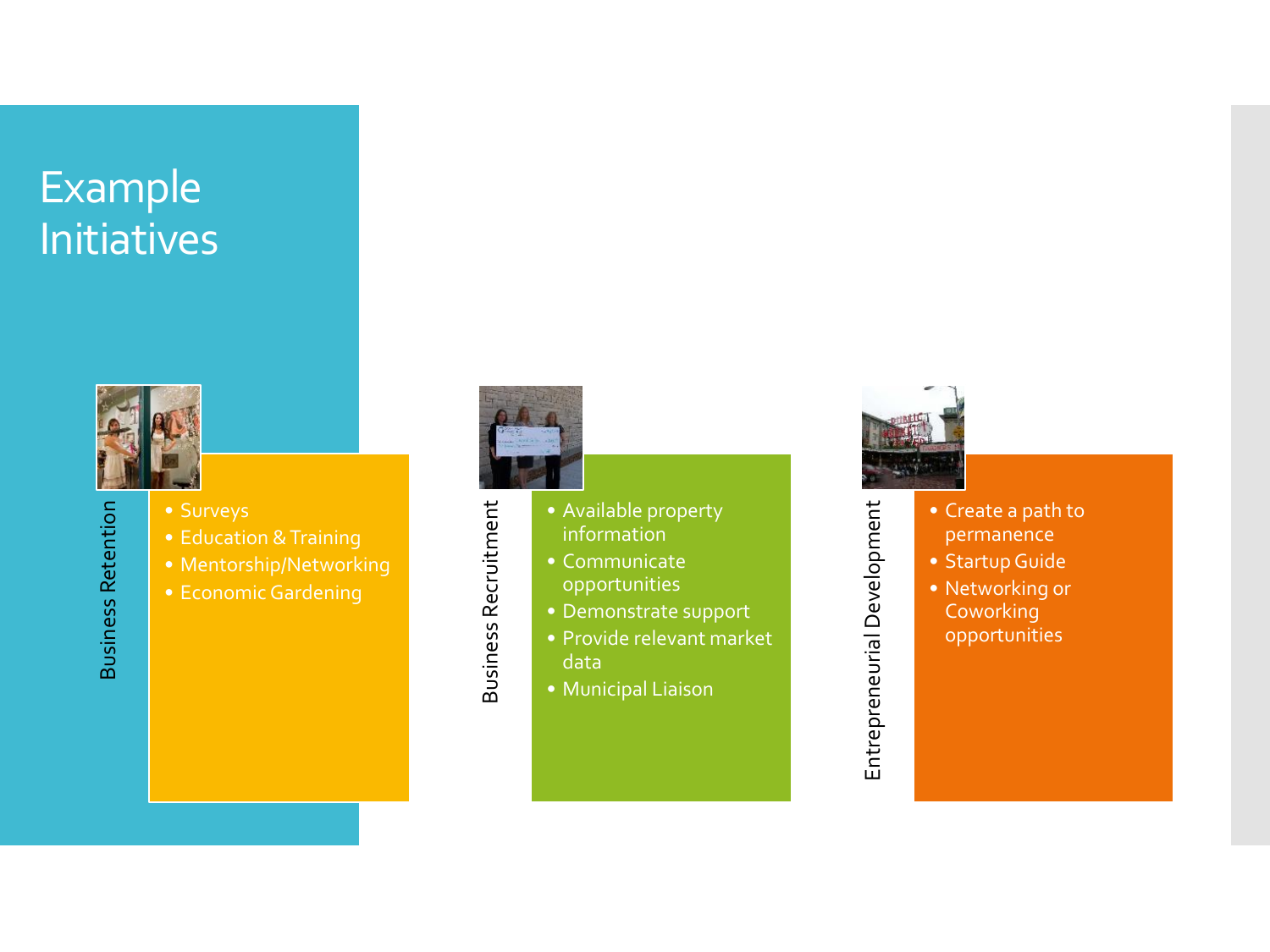# Example Initiatives

## Business Retention

- Surveys
- Education & Training
- Mentorship/Networking
- Economic Gardening

## Business Recruitment

- Available property information
- Communicate opportunities
- Demonstrate support
- Provide relevant market data
- Municipal Liaison

## Entrepreneurial Development

- Create a path to permanence
- Startup Guide
- Networking or Coworking opportunities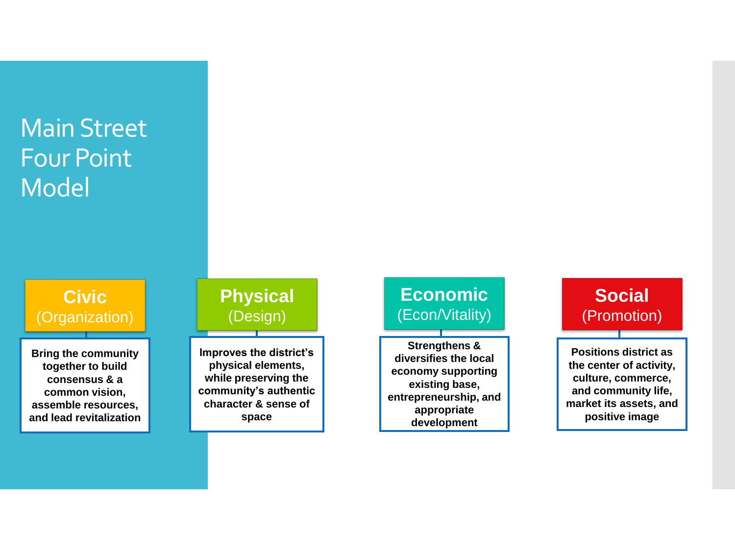# Main Street Four Point Model

**Civic**
(Organization)

**Bring the community together to build consensus & a common vision, assemble resources, and lead revitalization**

**Physical**
(Design)

**Improves the district's physical elements, while preserving the community's authentic character & sense of space**

**Economic**
(Econ/Vitality)

**Strengthens & diversifies the local economy supporting existing base, entrepreneurship, and appropriate development**

**Social**
(Promotion)

**Positions district as the center of activity, culture, commerce, and community life, market its assets, and positive image**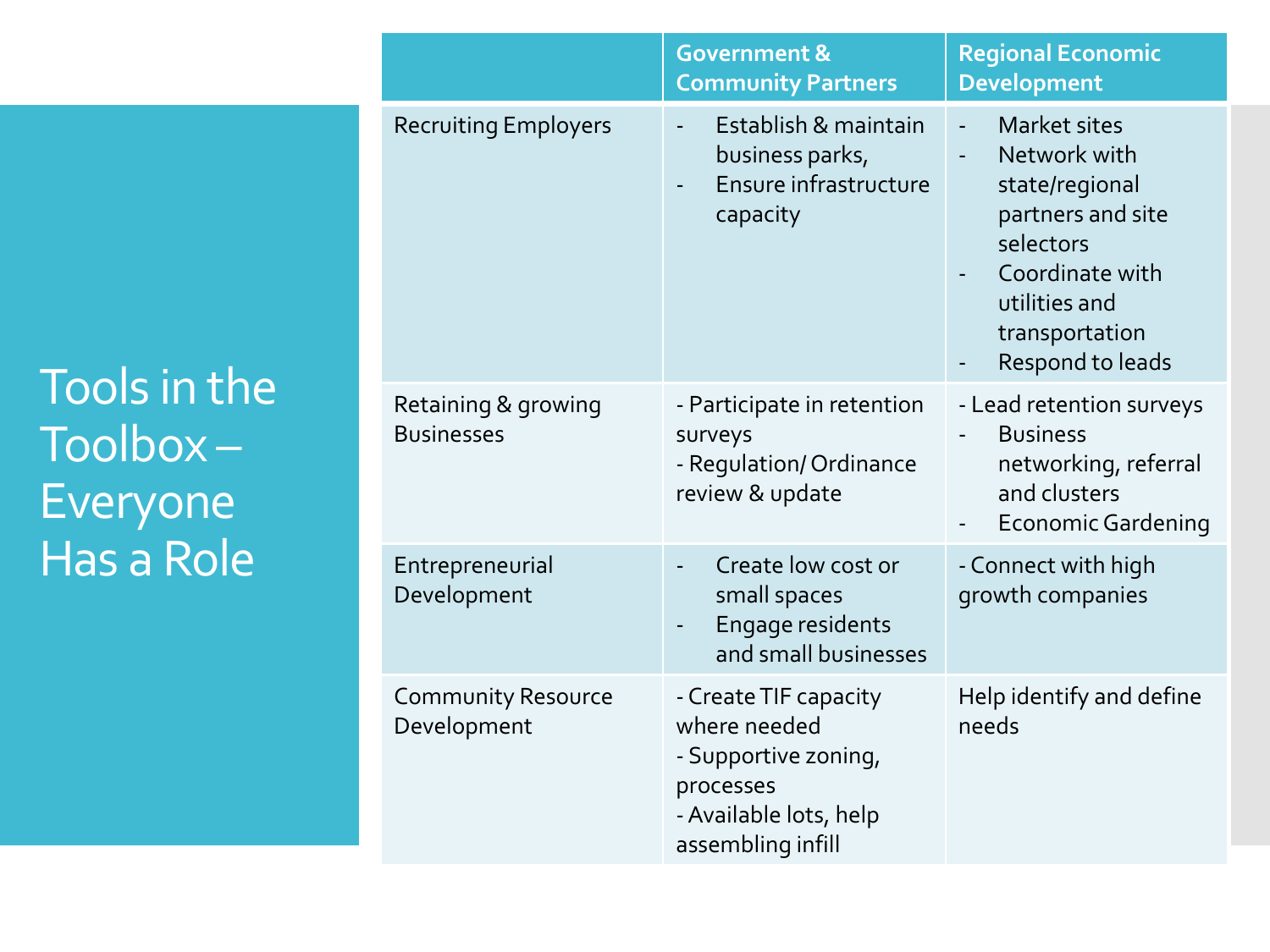# Tools in the Toolbox – Everyone Has a Role

| | Government & Community Partners | Regional Economic Development |
|---|---|---|
| Recruiting Employers | - Establish & maintain business parks,<br>- Ensure infrastructure capacity | - Market sites<br>- Network with state/regional partners and site selectors<br>- Coordinate with utilities and transportation<br>- Respond to leads |
| Retaining & growing Businesses | - Participate in retention surveys<br>- Regulation/ Ordinance review & update | - Lead retention surveys<br>- Business networking, referral and clusters<br>- Economic Gardening |
| Entrepreneurial Development | - Create low cost or small spaces<br>- Engage residents and small businesses | - Connect with high growth companies |
| Community Resource Development | - Create TIF capacity where needed<br>- Supportive zoning, processes<br>- Available lots, help assembling infill | Help identify and define needs |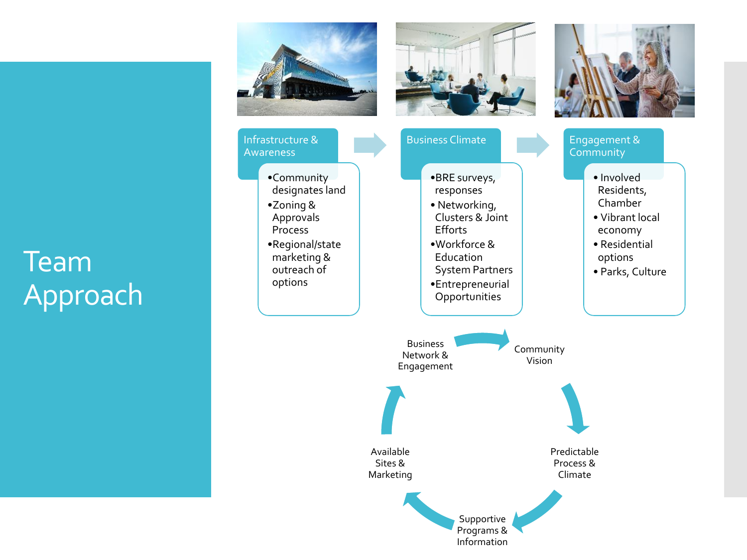# Team Approach

## Infrastructure & Awareness

- Community designates land
- Zoning & Approvals Process
- Regional/state marketing & outreach of options

## Business Climate

- BRE surveys, responses
- Networking, Clusters & Joint Efforts
- Workforce & Education System Partners
- Entrepreneurial Opportunities

## Engagement & Community

- Involved Residents, Chamber
- Vibrant local economy
- Residential options
- Parks, Culture

Business Network & Engagement → Community Vision → Predictable Process & Climate → Supportive Programs & Information → Available Sites & Marketing → Business Network & Engagement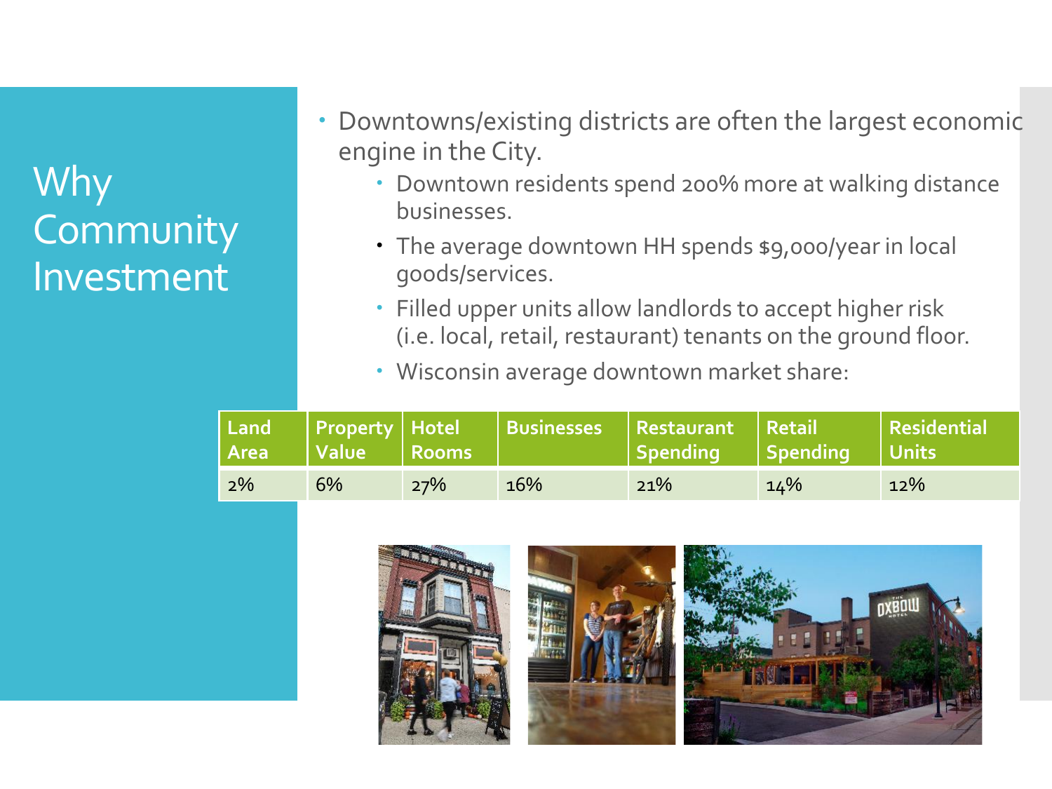# Why Community Investment

- Downtowns/existing districts are often the largest economic engine in the City.
  - Downtown residents spend 200% more at walking distance businesses.
  - The average downtown HH spends $9,000/year in local goods/services.
  - Filled upper units allow landlords to accept higher risk (i.e. local, retail, restaurant) tenants on the ground floor.
  - Wisconsin average downtown market share:

| Land Area | Property Value | Hotel Rooms | Businesses | Restaurant Spending | Retail Spending | Residential Units |
|---|---|---|---|---|---|---|
| 2% | 6% | 27% | 16% | 21% | 14% | 12% |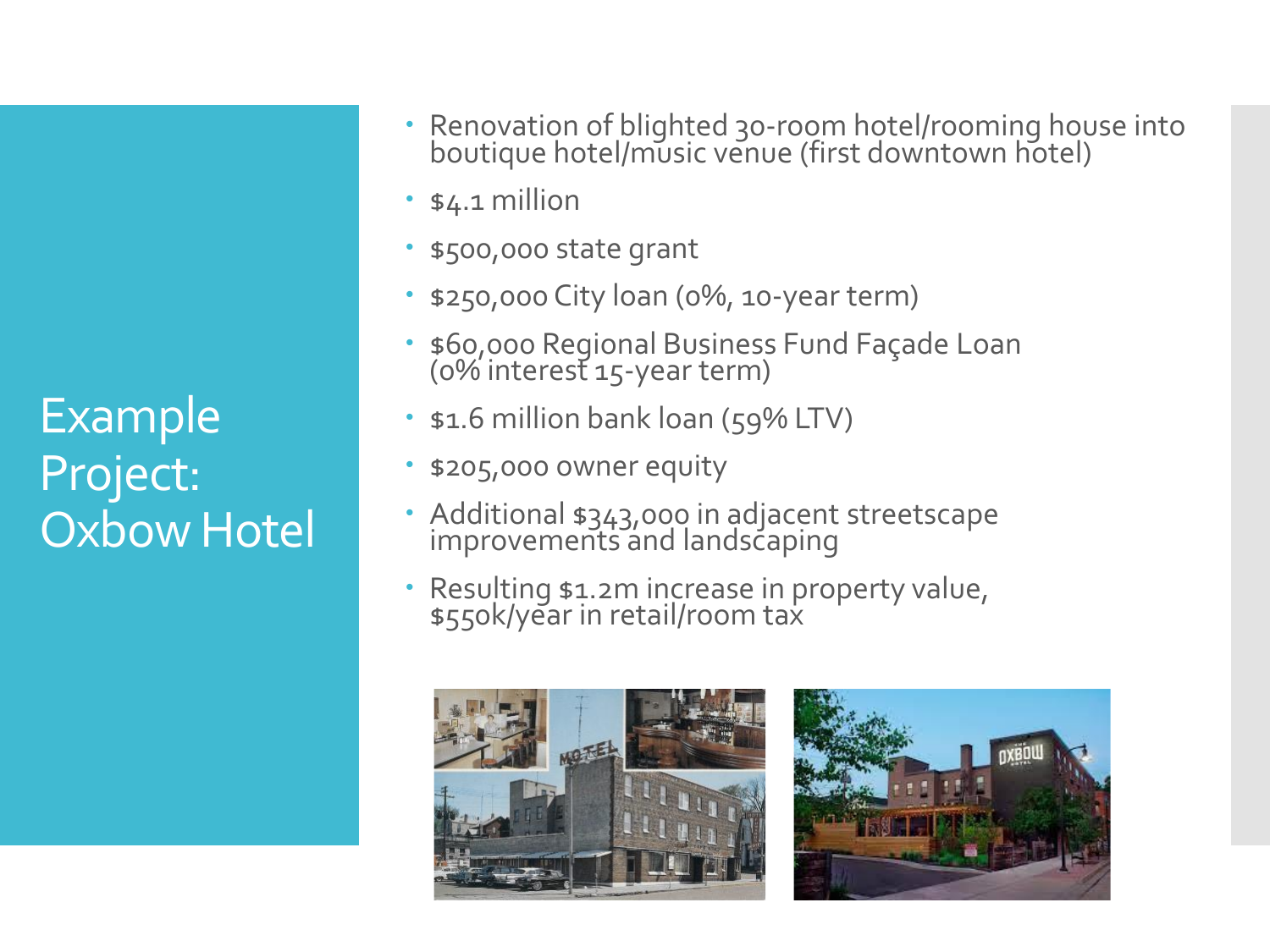# Example Project: Oxbow Hotel

- Renovation of blighted 30-room hotel/rooming house into boutique hotel/music venue (first downtown hotel)
- $4.1 million
- $500,000 state grant
- $250,000 City loan (0%, 10-year term)
- $60,000 Regional Business Fund Façade Loan (0% interest 15-year term)
- $1.6 million bank loan (59% LTV)
- $205,000 owner equity
- Additional $343,000 in adjacent streetscape improvements and landscaping
- Resulting $1.2m increase in property value, $550k/year in retail/room tax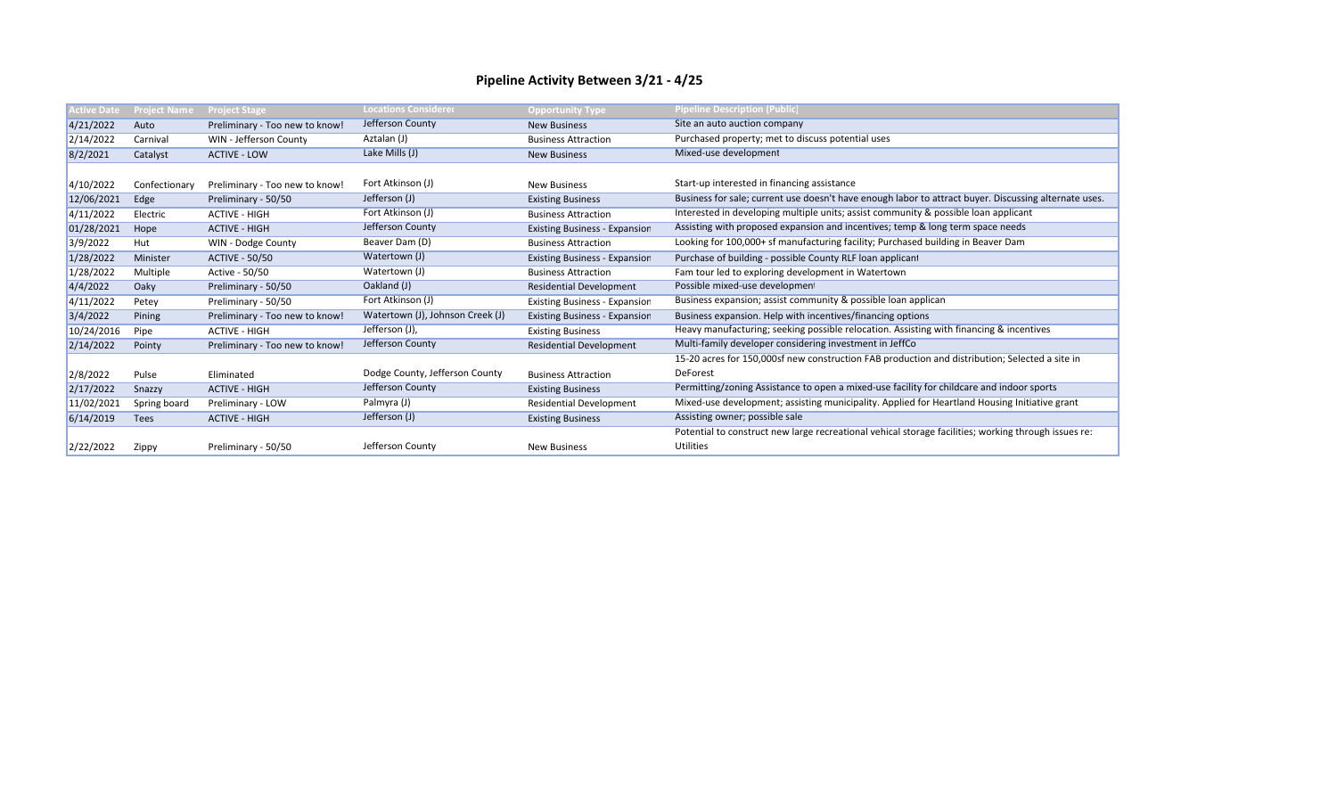## Pipeline Activity Between 3/21 - 4/25

| Active Date | Project Name | Project Stage | Locations Considered | Opportunity Type | Pipeline Description (Public) |
| --- | --- | --- | --- | --- | --- |
| 4/21/2022 | Auto | Preliminary - Too new to know! | Jefferson County | New Business | Site an auto auction company |
| 2/14/2022 | Carnival | WIN - Jefferson County | Aztalan (J) | Business Attraction | Purchased property; met to discuss potential uses |
| 8/2/2021 | Catalyst | ACTIVE - LOW | Lake Mills (J) | New Business | Mixed-use development |
| 4/10/2022 | Confectionary | Preliminary - Too new to know! | Fort Atkinson (J) | New Business | Start-up interested in financing assistance |
| 12/06/2021 | Edge | Preliminary - 50/50 | Jefferson (J) | Existing Business | Business for sale; current use doesn't have enough labor to attract buyer. Discussing alternate uses. |
| 4/11/2022 | Electric | ACTIVE - HIGH | Fort Atkinson (J) | Business Attraction | Interested in developing multiple units; assist community & possible loan applicant |
| 01/28/2021 | Hope | ACTIVE - HIGH | Jefferson County | Existing Business - Expansion | Assisting with proposed expansion and incentives; temp & long term space needs |
| 3/9/2022 | Hut | WIN - Dodge County | Beaver Dam (D) | Business Attraction | Looking for 100,000+ sf manufacturing facility; Purchased building in Beaver Dam |
| 1/28/2022 | Minister | ACTIVE - 50/50 | Watertown (J) | Existing Business - Expansion | Purchase of building - possible County RLF loan applicant |
| 1/28/2022 | Multiple | Active - 50/50 | Watertown (J) | Business Attraction | Fam tour led to exploring development in Watertown |
| 4/4/2022 | Oaky | Preliminary - 50/50 | Oakland (J) | Residential Development | Possible mixed-use development |
| 4/11/2022 | Petey | Preliminary - 50/50 | Fort Atkinson (J) | Existing Business - Expansion | Business expansion; assist community & possible loan applican |
| 3/4/2022 | Pining | Preliminary - Too new to know! | Watertown (J), Johnson Creek (J) | Existing Business - Expansion | Business expansion. Help with incentives/financing options |
| 10/24/2016 | Pipe | ACTIVE - HIGH | Jefferson (J), | Existing Business | Heavy manufacturing; seeking possible relocation. Assisting with financing & incentives |
| 2/14/2022 | Pointy | Preliminary - Too new to know! | Jefferson County | Residential Development | Multi-family developer considering investment in JeffCo |
| 2/8/2022 | Pulse | Eliminated | Dodge County, Jefferson County | Business Attraction | 15-20 acres for 150,000sf new construction FAB production and distribution; Selected a site in DeForest |
| 2/17/2022 | Snazzy | ACTIVE - HIGH | Jefferson County | Existing Business | Permitting/zoning Assistance to open a mixed-use facility for childcare and indoor sports |
| 11/02/2021 | Spring board | Preliminary - LOW | Palmyra (J) | Residential Development | Mixed-use development; assisting municipality. Applied for Heartland Housing Initiative grant |
| 6/14/2019 | Tees | ACTIVE - HIGH | Jefferson (J) | Existing Business | Assisting owner; possible sale |
| 2/22/2022 | Zippy | Preliminary - 50/50 | Jefferson County | New Business | Potential to construct new large recreational vehical storage facilities; working through issues re: Utilities |